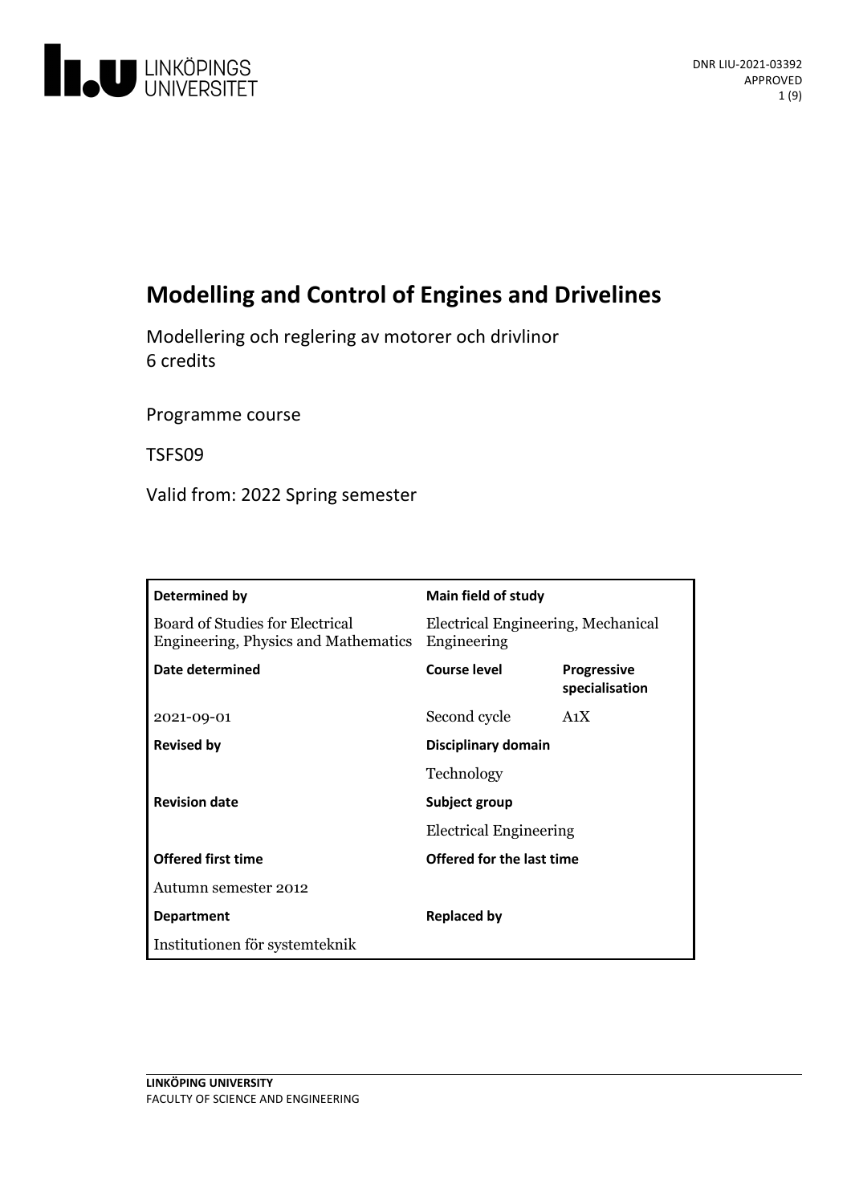# Modelling and Control of Engines and Drivelines

Modellering och reglering av motorer och drivlinor
6 credits

Programme course

TSFS09

Valid from: 2022 Spring semester

| **Determined by** | **Main field of study** | |
|---|---|---|
| Board of Studies for Electrical Engineering, Physics and Mathematics | Electrical Engineering, Mechanical Engineering | |
| **Date determined** | **Course level** | **Progressive specialisation** |
| 2021-09-01 | Second cycle | A1X |
| **Revised by** | **Disciplinary domain** | |
| | Technology | |
| **Revision date** | **Subject group** | |
| | Electrical Engineering | |
| **Offered first time** | **Offered for the last time** | |
| Autumn semester 2012 | | |
| **Department** | **Replaced by** | |
| Institutionen för systemteknik | | |

LINKÖPING UNIVERSITY
FACULTY OF SCIENCE AND ENGINEERING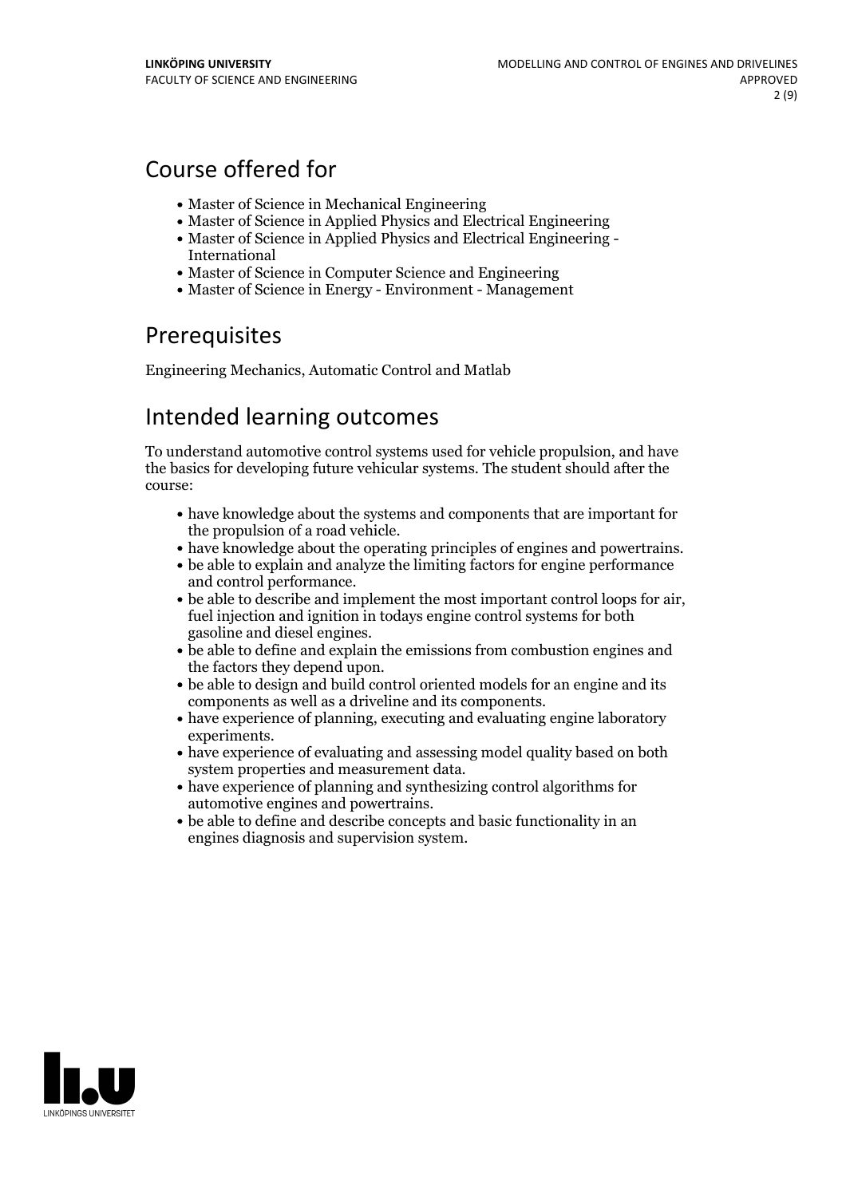## Course offered for

- Master of Science in Mechanical Engineering
- Master of Science in Applied Physics and Electrical Engineering
- Master of Science in Applied Physics and Electrical Engineering - International
- Master of Science in Computer Science and Engineering
- Master of Science in Energy - Environment - Management

## Prerequisites

Engineering Mechanics, Automatic Control and Matlab

## Intended learning outcomes

To understand automotive control systems used for vehicle propulsion, and have the basics for developing future vehicular systems. The student should after the course:

- have knowledge about the systems and components that are important for the propulsion of a road vehicle.
- have knowledge about the operating principles of engines and powertrains.
- be able to explain and analyze the limiting factors for engine performance and control performance.
- be able to describe and implement the most important control loops for air, fuel injection and ignition in todays engine control systems for both gasoline and diesel engines.
- be able to define and explain the emissions from combustion engines and the factors they depend upon.
- be able to design and build control oriented models for an engine and its components as well as a driveline and its components.
- have experience of planning, executing and evaluating engine laboratory experiments.
- have experience of evaluating and assessing model quality based on both system properties and measurement data.
- have experience of planning and synthesizing control algorithms for automotive engines and powertrains.
- be able to define and describe concepts and basic functionality in an engines diagnosis and supervision system.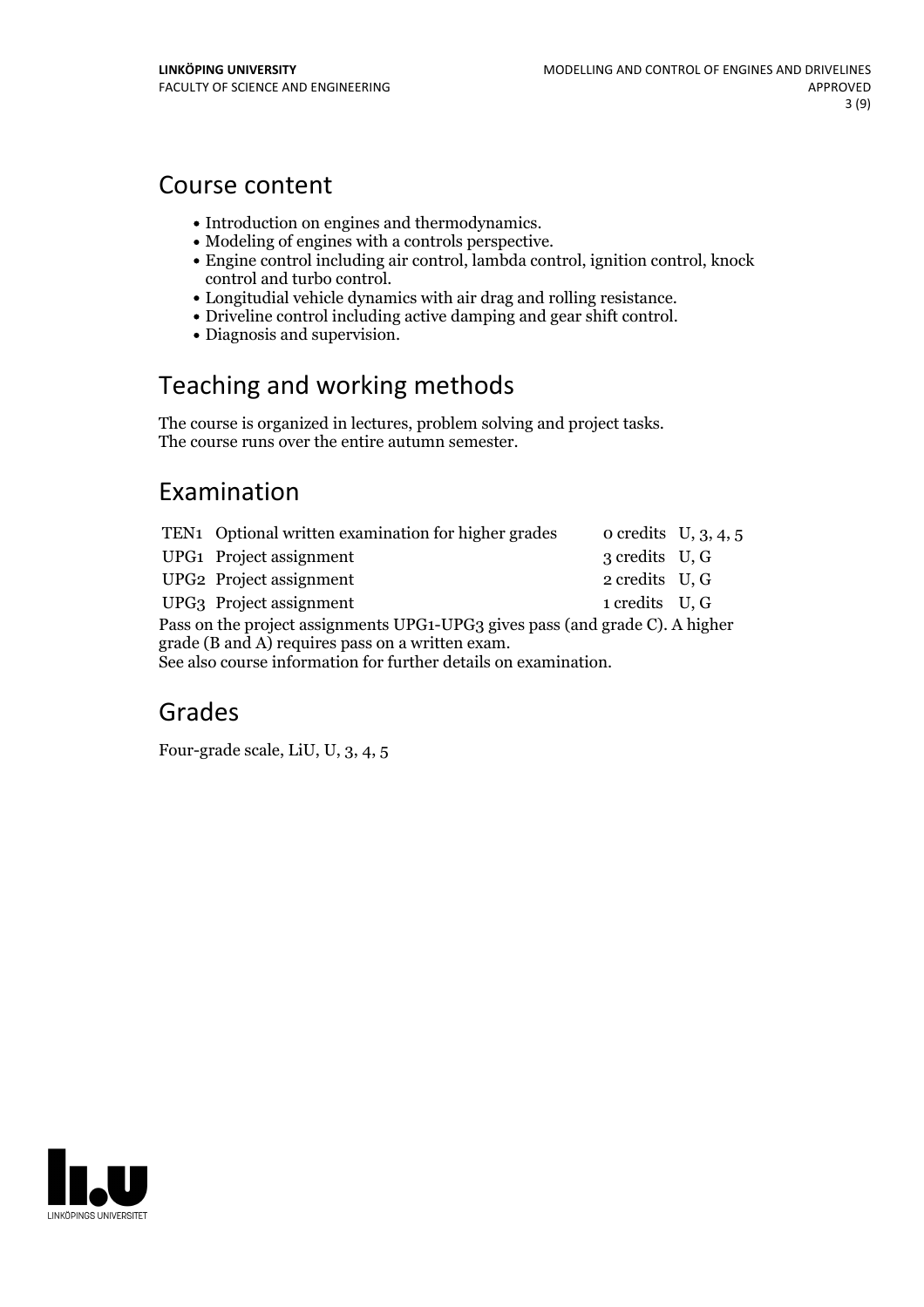## Course content

- Introduction on engines and thermodynamics.
- Modeling of engines with a controls perspective.
- Engine control including air control, lambda control, ignition control, knock control and turbo control.
- Longitudial vehicle dynamics with air drag and rolling resistance.
- Driveline control including active damping and gear shift control.
- Diagnosis and supervision.

## Teaching and working methods

The course is organized in lectures, problem solving and project tasks.
The course runs over the entire autumn semester.

## Examination

| | | | |
|---|---|---|---|
| TEN1 | Optional written examination for higher grades | 0 credits | U, 3, 4, 5 |
| UPG1 | Project assignment | 3 credits | U, G |
| UPG2 | Project assignment | 2 credits | U, G |
| UPG3 | Project assignment | 1 credits | U, G |

Pass on the project assignments UPG1-UPG3 gives pass (and grade C). A higher grade (B and A) requires pass on a written exam.
See also course information for further details on examination.

## Grades

Four-grade scale, LiU, U, 3, 4, 5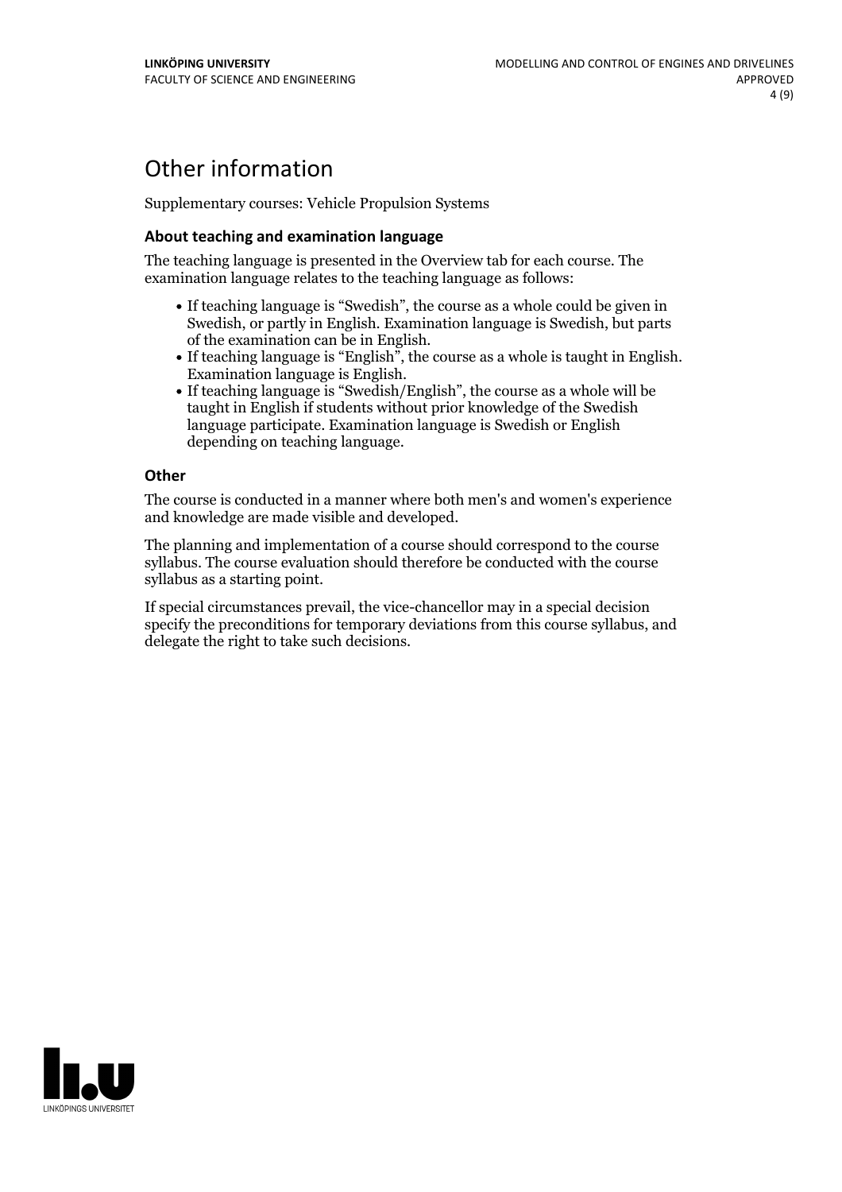# Other information

Supplementary courses: Vehicle Propulsion Systems

### About teaching and examination language

The teaching language is presented in the Overview tab for each course. The examination language relates to the teaching language as follows:

- If teaching language is "Swedish", the course as a whole could be given in Swedish, or partly in English. Examination language is Swedish, but parts of the examination can be in English.
- If teaching language is "English", the course as a whole is taught in English. Examination language is English.
- If teaching language is "Swedish/English", the course as a whole will be taught in English if students without prior knowledge of the Swedish language participate. Examination language is Swedish or English depending on teaching language.

### Other

The course is conducted in a manner where both men's and women's experience and knowledge are made visible and developed.

The planning and implementation of a course should correspond to the course syllabus. The course evaluation should therefore be conducted with the course syllabus as a starting point.

If special circumstances prevail, the vice-chancellor may in a special decision specify the preconditions for temporary deviations from this course syllabus, and delegate the right to take such decisions.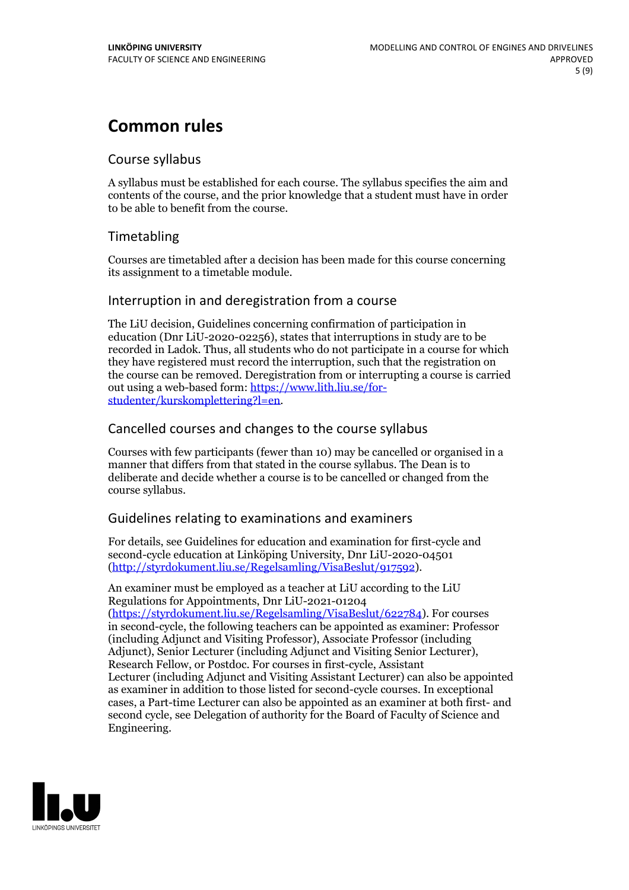# Common rules

## Course syllabus

A syllabus must be established for each course. The syllabus specifies the aim and contents of the course, and the prior knowledge that a student must have in order to be able to benefit from the course.

## Timetabling

Courses are timetabled after a decision has been made for this course concerning its assignment to a timetable module.

## Interruption in and deregistration from a course

The LiU decision, Guidelines concerning confirmation of participation in education (Dnr LiU-2020-02256), states that interruptions in study are to be recorded in Ladok. Thus, all students who do not participate in a course for which they have registered must record the interruption, such that the registration on the course can be removed. Deregistration from or interrupting a course is carried out using a web-based form: https://www.lith.liu.se/for-studenter/kurskomplettering?l=en.

## Cancelled courses and changes to the course syllabus

Courses with few participants (fewer than 10) may be cancelled or organised in a manner that differs from that stated in the course syllabus. The Dean is to deliberate and decide whether a course is to be cancelled or changed from the course syllabus.

## Guidelines relating to examinations and examiners

For details, see Guidelines for education and examination for first-cycle and second-cycle education at Linköping University, Dnr LiU-2020-04501 (http://styrdokument.liu.se/Regelsamling/VisaBeslut/917592).

An examiner must be employed as a teacher at LiU according to the LiU Regulations for Appointments, Dnr LiU-2021-01204 (https://styrdokument.liu.se/Regelsamling/VisaBeslut/622784). For courses in second-cycle, the following teachers can be appointed as examiner: Professor (including Adjunct and Visiting Professor), Associate Professor (including Adjunct), Senior Lecturer (including Adjunct and Visiting Senior Lecturer), Research Fellow, or Postdoc. For courses in first-cycle, Assistant Lecturer (including Adjunct and Visiting Assistant Lecturer) can also be appointed as examiner in addition to those listed for second-cycle courses. In exceptional cases, a Part-time Lecturer can also be appointed as an examiner at both first- and second cycle, see Delegation of authority for the Board of Faculty of Science and Engineering.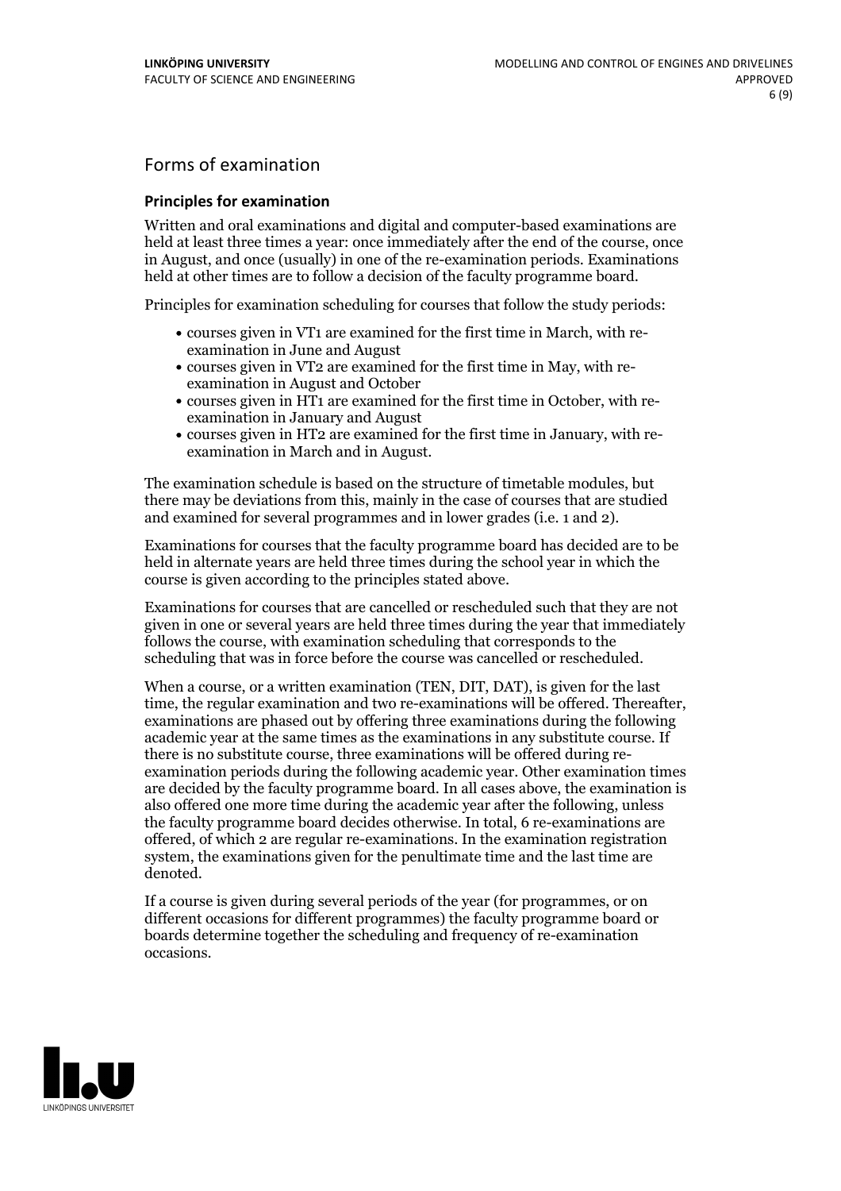## Forms of examination

### Principles for examination

Written and oral examinations and digital and computer-based examinations are held at least three times a year: once immediately after the end of the course, once in August, and once (usually) in one of the re-examination periods. Examinations held at other times are to follow a decision of the faculty programme board.

Principles for examination scheduling for courses that follow the study periods:

- courses given in VT1 are examined for the first time in March, with re-examination in June and August
- courses given in VT2 are examined for the first time in May, with re-examination in August and October
- courses given in HT1 are examined for the first time in October, with re-examination in January and August
- courses given in HT2 are examined for the first time in January, with re-examination in March and in August.

The examination schedule is based on the structure of timetable modules, but there may be deviations from this, mainly in the case of courses that are studied and examined for several programmes and in lower grades (i.e. 1 and 2).

Examinations for courses that the faculty programme board has decided are to be held in alternate years are held three times during the school year in which the course is given according to the principles stated above.

Examinations for courses that are cancelled or rescheduled such that they are not given in one or several years are held three times during the year that immediately follows the course, with examination scheduling that corresponds to the scheduling that was in force before the course was cancelled or rescheduled.

When a course, or a written examination (TEN, DIT, DAT), is given for the last time, the regular examination and two re-examinations will be offered. Thereafter, examinations are phased out by offering three examinations during the following academic year at the same times as the examinations in any substitute course. If there is no substitute course, three examinations will be offered during re-examination periods during the following academic year. Other examination times are decided by the faculty programme board. In all cases above, the examination is also offered one more time during the academic year after the following, unless the faculty programme board decides otherwise. In total, 6 re-examinations are offered, of which 2 are regular re-examinations. In the examination registration system, the examinations given for the penultimate time and the last time are denoted.

If a course is given during several periods of the year (for programmes, or on different occasions for different programmes) the faculty programme board or boards determine together the scheduling and frequency of re-examination occasions.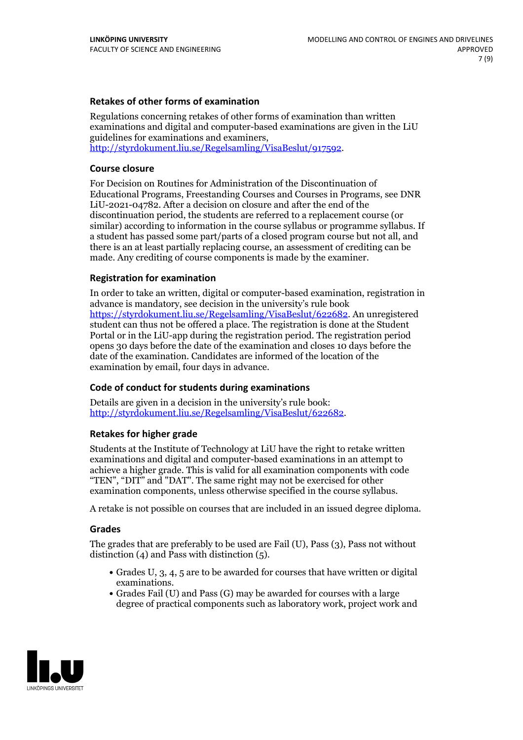### Retakes of other forms of examination

Regulations concerning retakes of other forms of examination than written examinations and digital and computer-based examinations are given in the LiU guidelines for examinations and examiners, http://styrdokument.liu.se/Regelsamling/VisaBeslut/917592.

### Course closure

For Decision on Routines for Administration of the Discontinuation of Educational Programs, Freestanding Courses and Courses in Programs, see DNR LiU-2021-04782. After a decision on closure and after the end of the discontinuation period, the students are referred to a replacement course (or similar) according to information in the course syllabus or programme syllabus. If a student has passed some part/parts of a closed program course but not all, and there is an at least partially replacing course, an assessment of crediting can be made. Any crediting of course components is made by the examiner.

### Registration for examination

In order to take an written, digital or computer-based examination, registration in advance is mandatory, see decision in the university's rule book https://styrdokument.liu.se/Regelsamling/VisaBeslut/622682. An unregistered student can thus not be offered a place. The registration is done at the Student Portal or in the LiU-app during the registration period. The registration period opens 30 days before the date of the examination and closes 10 days before the date of the examination. Candidates are informed of the location of the examination by email, four days in advance.

### Code of conduct for students during examinations

Details are given in a decision in the university's rule book: http://styrdokument.liu.se/Regelsamling/VisaBeslut/622682.

### Retakes for higher grade

Students at the Institute of Technology at LiU have the right to retake written examinations and digital and computer-based examinations in an attempt to achieve a higher grade. This is valid for all examination components with code "TEN", "DIT" and "DAT". The same right may not be exercised for other examination components, unless otherwise specified in the course syllabus.

A retake is not possible on courses that are included in an issued degree diploma.

### Grades

The grades that are preferably to be used are Fail (U), Pass (3), Pass not without distinction (4) and Pass with distinction (5).

- Grades U, 3, 4, 5 are to be awarded for courses that have written or digital examinations.
- Grades Fail (U) and Pass (G) may be awarded for courses with a large degree of practical components such as laboratory work, project work and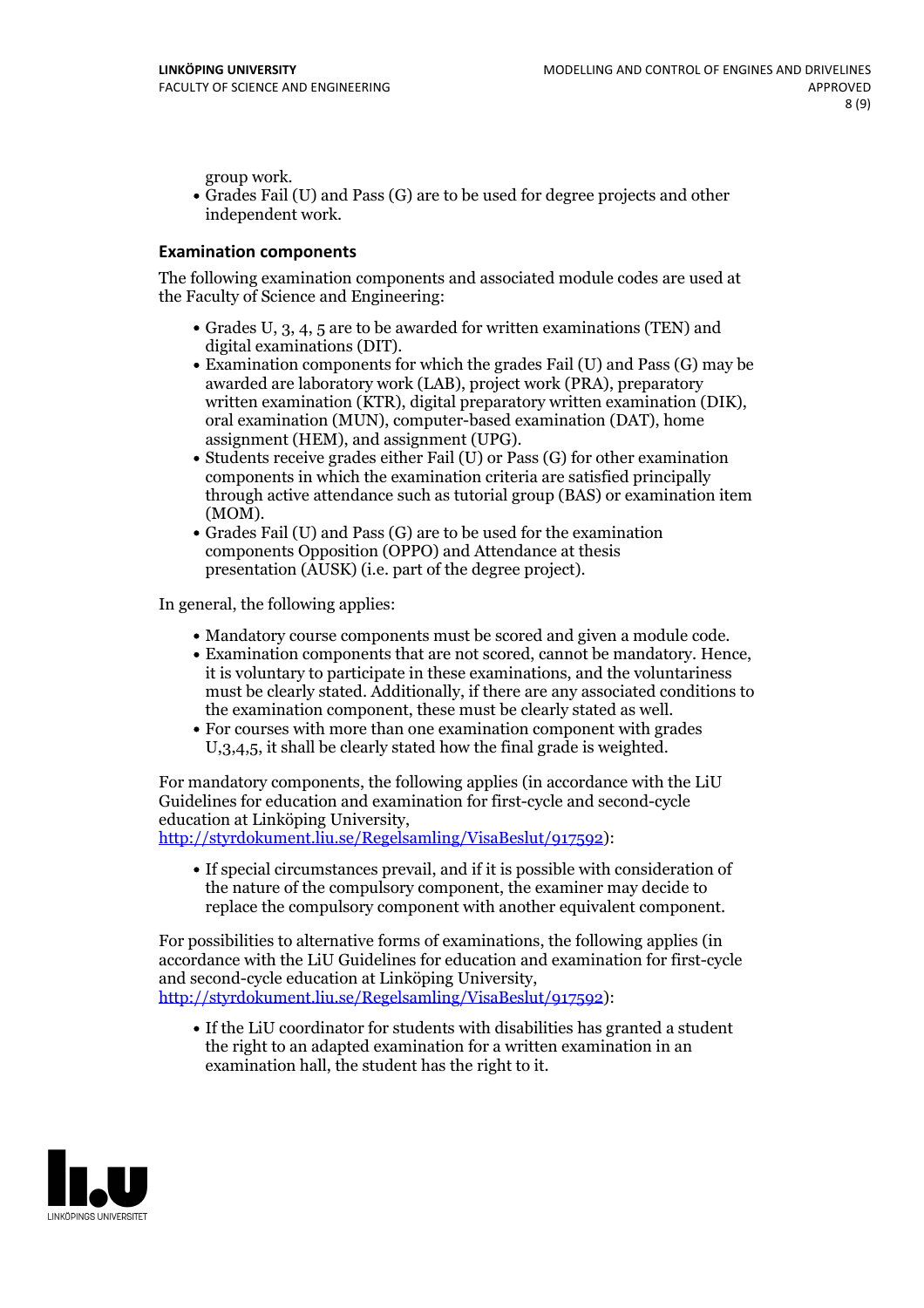group work.

- Grades Fail (U) and Pass (G) are to be used for degree projects and other independent work.

### Examination components

The following examination components and associated module codes are used at the Faculty of Science and Engineering:

- Grades U, 3, 4, 5 are to be awarded for written examinations (TEN) and digital examinations (DIT).
- Examination components for which the grades Fail (U) and Pass (G) may be awarded are laboratory work (LAB), project work (PRA), preparatory written examination (KTR), digital preparatory written examination (DIK), oral examination (MUN), computer-based examination (DAT), home assignment (HEM), and assignment (UPG).
- Students receive grades either Fail (U) or Pass (G) for other examination components in which the examination criteria are satisfied principally through active attendance such as tutorial group (BAS) or examination item (MOM).
- Grades Fail (U) and Pass (G) are to be used for the examination components Opposition (OPPO) and Attendance at thesis presentation (AUSK) (i.e. part of the degree project).

In general, the following applies:

- Mandatory course components must be scored and given a module code.
- Examination components that are not scored, cannot be mandatory. Hence, it is voluntary to participate in these examinations, and the voluntariness must be clearly stated. Additionally, if there are any associated conditions to the examination component, these must be clearly stated as well.
- For courses with more than one examination component with grades U,3,4,5, it shall be clearly stated how the final grade is weighted.

For mandatory components, the following applies (in accordance with the LiU Guidelines for education and examination for first-cycle and second-cycle education at Linköping University, http://styrdokument.liu.se/Regelsamling/VisaBeslut/917592):

- If special circumstances prevail, and if it is possible with consideration of the nature of the compulsory component, the examiner may decide to replace the compulsory component with another equivalent component.

For possibilities to alternative forms of examinations, the following applies (in accordance with the LiU Guidelines for education and examination for first-cycle and second-cycle education at Linköping University, http://styrdokument.liu.se/Regelsamling/VisaBeslut/917592):

- If the LiU coordinator for students with disabilities has granted a student the right to an adapted examination for a written examination in an examination hall, the student has the right to it.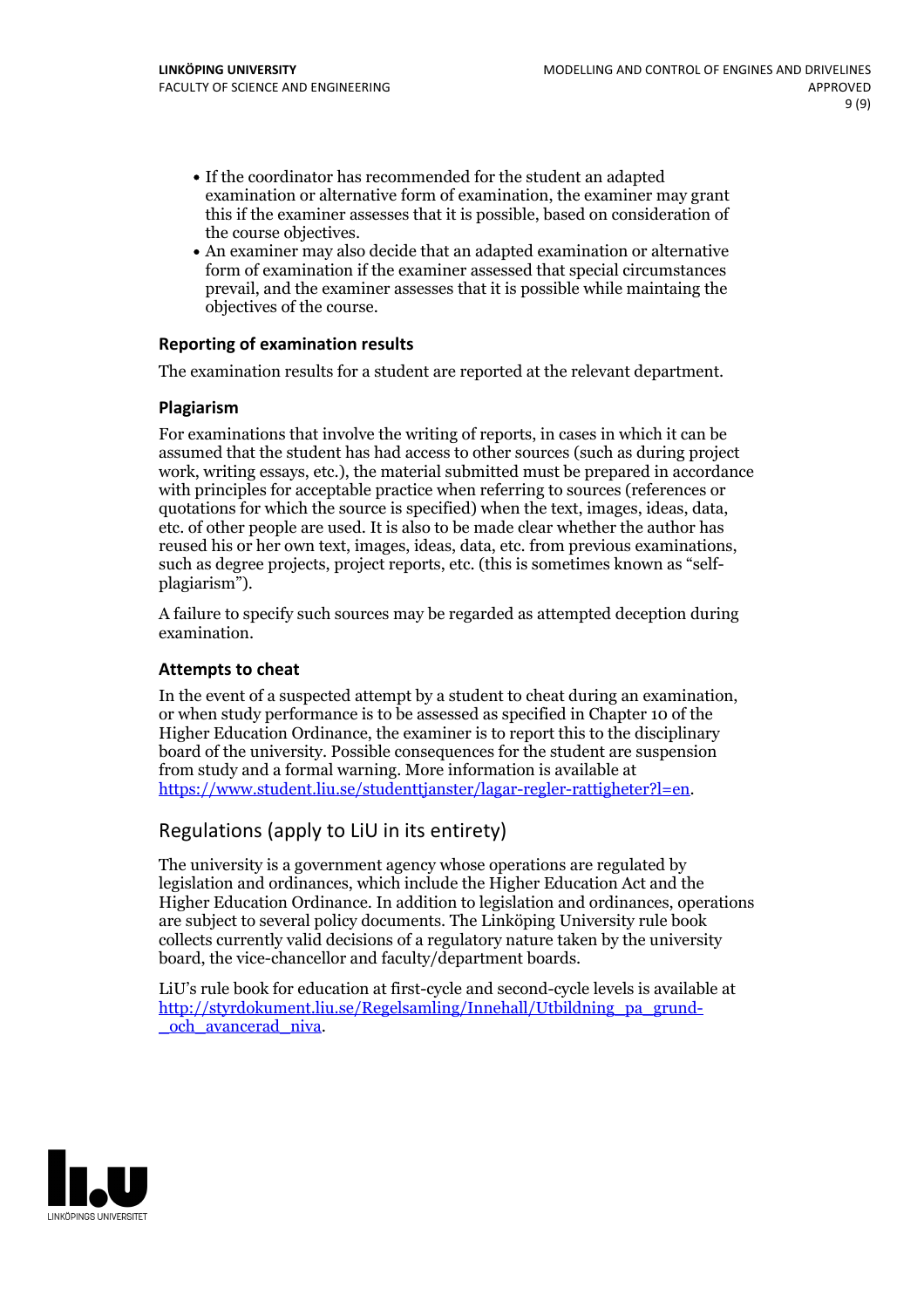- If the coordinator has recommended for the student an adapted examination or alternative form of examination, the examiner may grant this if the examiner assesses that it is possible, based on consideration of the course objectives.
- An examiner may also decide that an adapted examination or alternative form of examination if the examiner assessed that special circumstances prevail, and the examiner assesses that it is possible while maintaing the objectives of the course.

### Reporting of examination results

The examination results for a student are reported at the relevant department.

### Plagiarism

For examinations that involve the writing of reports, in cases in which it can be assumed that the student has had access to other sources (such as during project work, writing essays, etc.), the material submitted must be prepared in accordance with principles for acceptable practice when referring to sources (references or quotations for which the source is specified) when the text, images, ideas, data, etc. of other people are used. It is also to be made clear whether the author has reused his or her own text, images, ideas, data, etc. from previous examinations, such as degree projects, project reports, etc. (this is sometimes known as "self-plagiarism").

A failure to specify such sources may be regarded as attempted deception during examination.

### Attempts to cheat

In the event of a suspected attempt by a student to cheat during an examination, or when study performance is to be assessed as specified in Chapter 10 of the Higher Education Ordinance, the examiner is to report this to the disciplinary board of the university. Possible consequences for the student are suspension from study and a formal warning. More information is available at https://www.student.liu.se/studenttjanster/lagar-regler-rattigheter?l=en.

## Regulations (apply to LiU in its entirety)

The university is a government agency whose operations are regulated by legislation and ordinances, which include the Higher Education Act and the Higher Education Ordinance. In addition to legislation and ordinances, operations are subject to several policy documents. The Linköping University rule book collects currently valid decisions of a regulatory nature taken by the university board, the vice-chancellor and faculty/department boards.

LiU's rule book for education at first-cycle and second-cycle levels is available at http://styrdokument.liu.se/Regelsamling/Innehall/Utbildning_pa_grund-_och_avancerad_niva.